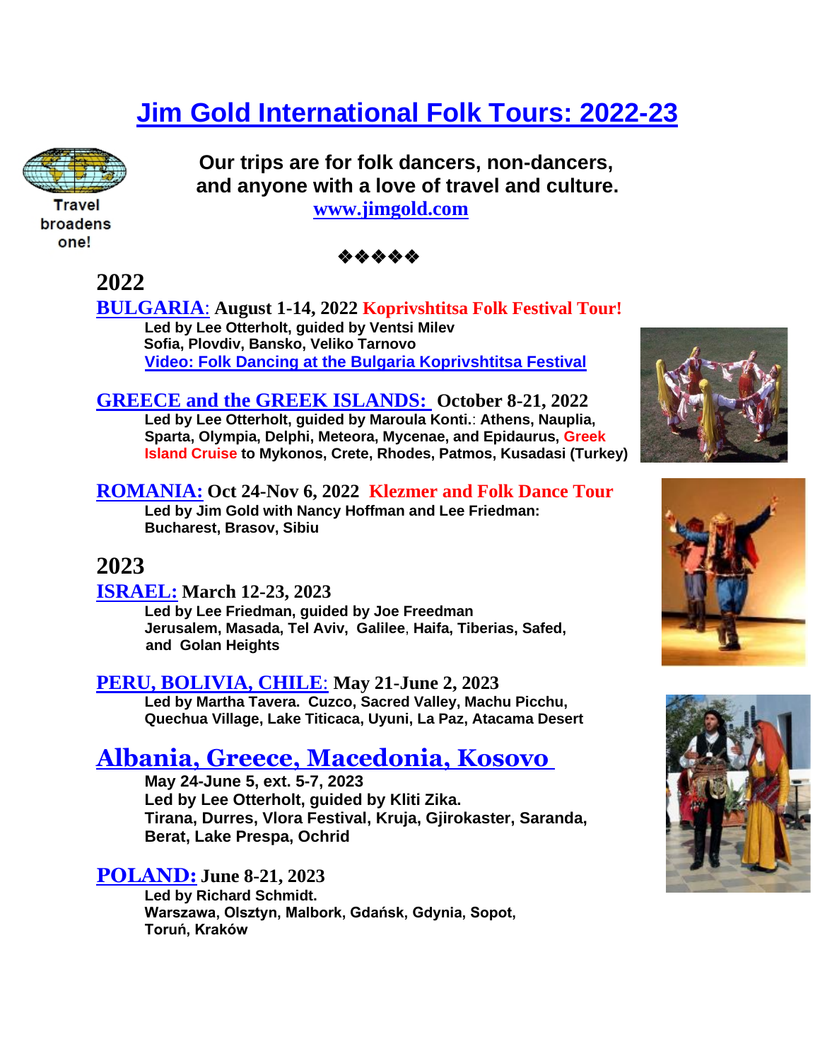# Jim Gold International Folk Tours: 2022-23

Travel broadens one!

**Our trips are for folk dancers, non-dancers, and anyone with a love of travel and culture.**

**www.jimgold.com**

❖❖❖❖❖

## 2022

**BULGARIA: August 1-14, 2022 Koprivshtitsa Folk Festival Tour!**

**Led by Lee Otterholt, guided by Ventsi Milev**
**Sofia, Plovdiv, Bansko, Veliko Tarnovo**
**Video: Folk Dancing at the Bulgaria Koprivshtitsa Festival**

**GREECE and the GREEK ISLANDS: October 8-21, 2022**

**Led by Lee Otterholt, guided by Maroula Konti.: Athens, Nauplia, Sparta, Olympia, Delphi, Meteora, Mycenae, and Epidaurus, Greek Island Cruise to Mykonos, Crete, Rhodes, Patmos, Kusadasi (Turkey)**

**ROMANIA: Oct 24-Nov 6, 2022 Klezmer and Folk Dance Tour**

**Led by Jim Gold with Nancy Hoffman and Lee Friedman: Bucharest, Brasov, Sibiu**

## 2023

**ISRAEL: March 12-23, 2023**

**Led by Lee Friedman, guided by Joe Freedman**
**Jerusalem, Masada, Tel Aviv, Galilee, Haifa, Tiberias, Safed, and Golan Heights**

**PERU, BOLIVIA, CHILE: May 21-June 2, 2023**

**Led by Martha Tavera. Cuzco, Sacred Valley, Machu Picchu, Quechua Village, Lake Titicaca, Uyuni, La Paz, Atacama Desert**

**Albania, Greece, Macedonia, Kosovo**

**May 24-June 5, ext. 5-7, 2023**
**Led by Lee Otterholt, guided by Kliti Zika.**
**Tirana, Durres, Vlora Festival, Kruja, Gjirokaster, Saranda, Berat, Lake Prespa, Ochrid**

**POLAND: June 8-21, 2023**

**Led by Richard Schmidt.**
**Warszawa, Olsztyn, Malbork, Gdańsk, Gdynia, Sopot, Toruń, Kraków**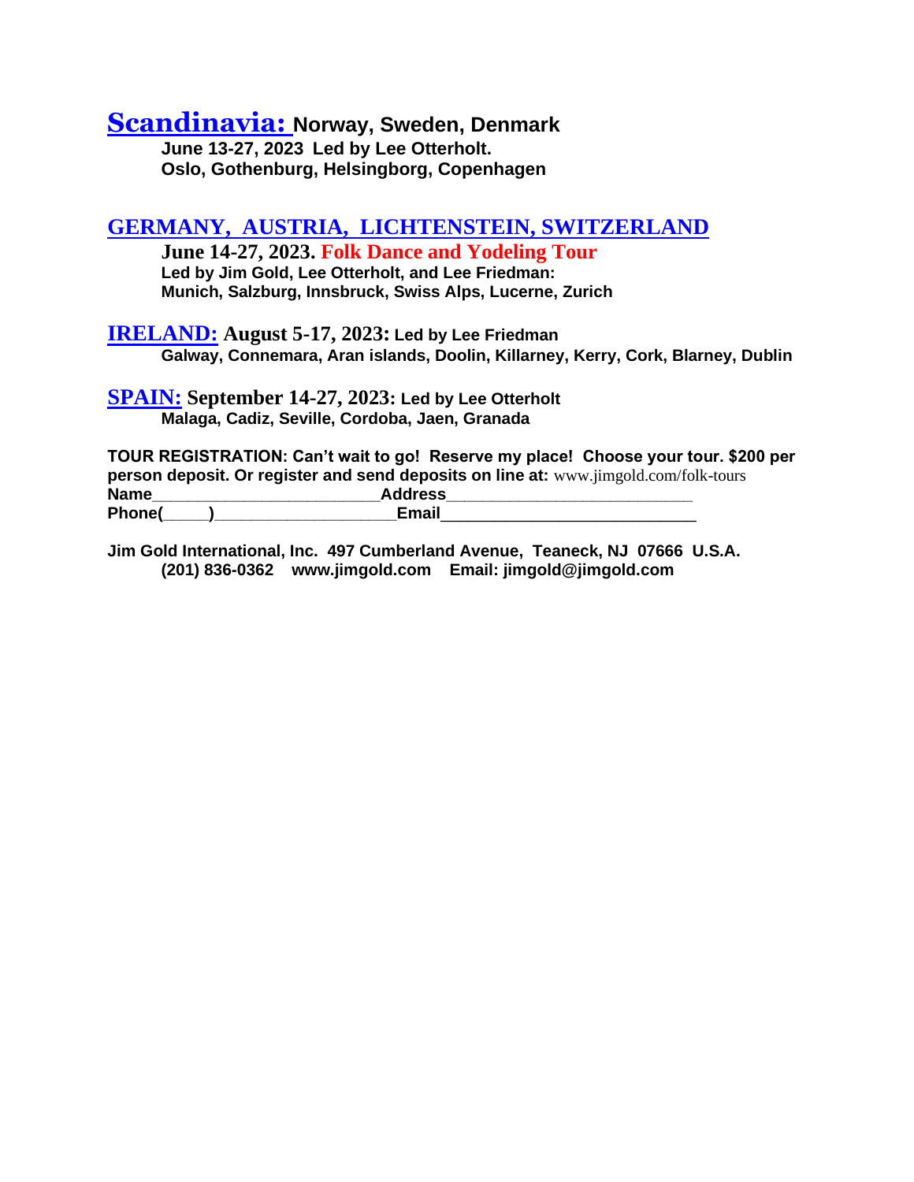## Scandinavia: Norway, Sweden, Denmark

**June 13-27, 2023 Led by Lee Otterholt.**
**Oslo, Gothenburg, Helsingborg, Copenhagen**

## GERMANY, AUSTRIA, LICHTENSTEIN, SWITZERLAND

**June 14-27, 2023. Folk Dance and Yodeling Tour**
**Led by Jim Gold, Lee Otterholt, and Lee Friedman:**
**Munich, Salzburg, Innsbruck, Swiss Alps, Lucerne, Zurich**

## IRELAND: August 5-17, 2023: Led by Lee Friedman

**Galway, Connemara, Aran islands, Doolin, Killarney, Kerry, Cork, Blarney, Dublin**

## SPAIN: September 14-27, 2023: Led by Lee Otterholt

**Malaga, Cadiz, Seville, Cordoba, Jaen, Granada**

**TOUR REGISTRATION: Can't wait to go! Reserve my place! Choose your tour. $200 per person deposit. Or register and send deposits on line at:** www.jimgold.com/folk-tours
**Name**________________________**Address**__________________________
**Phone(**_____**)**____________________**Email**___________________________

**Jim Gold International, Inc. 497 Cumberland Avenue, Teaneck, NJ 07666 U.S.A.**
**(201) 836-0362 www.jimgold.com Email: jimgold@jimgold.com**